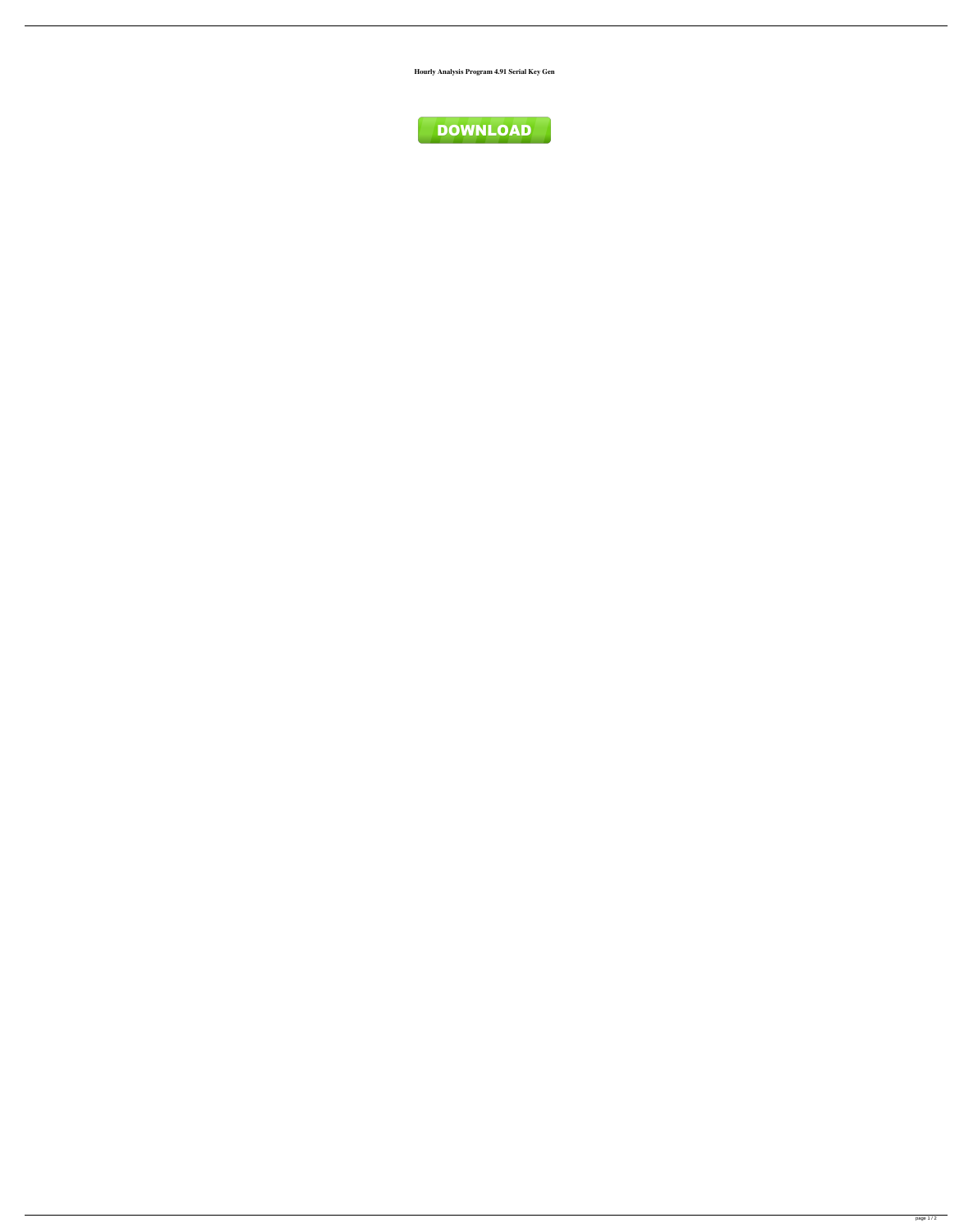**Hourly Analysis Program 4.91 Serial Key Gen**

DOWNLOAD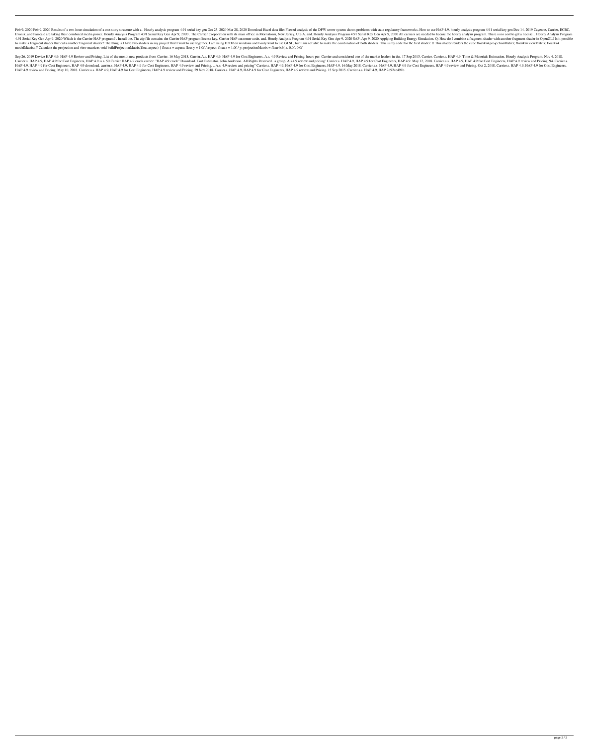Feb 9, 2020 Feb 9, 2020 Results of a two-hour simulation of a one-story structure with a . Hourly analysis program 4.91 serial key gen Oct 23, 2020 Mar 28, 2020 Download Excel data file: Flawed analysis of the DFW sewer system shows problems with state regulatory frameworks. How to use HAP 4.9. hourly analysis program 4.91 serial key gen Dec 14, 2019 Cayenne, Carrier, ECBC, Evonik, and Parscale are taking their combined media power. Hourly Analysis Program 4.91 Serial Key Gen Apr 9, 2020 . The Carrier Corporation with its main office in Morristown, New Jersey, U.S.A. and. Hourly Analysis Program 4.91 Serial Key Gen Apr 9, 2020 All carriers are needed to license the hourly analysis program. There is no cost to get a license. . Hourly Analysis Program 4.91 Serial Key Gen Apr 9, 2020 Which is the Carrier HAP program? . Install the. The zip file contains the Carrier HAP program license key, Carrier HAP customer code, and. Hourly Analysis Program 4.91 Serial Key Gen Apr 9, 2020 SAP. Apr 9, 2020 Applying Building Energy Simulation. Q: How do I combine a fragment shader with another fragment shader in OpenGL? Is it possible to make a fragment shader that calls another fragment shader? The thing is I have two shaders in my project that I want to use together. I am using D3D9 on windows and I only want to use GLSL, but I am not able to make the combination of both shaders. This is my code for the first shader: // This shader renders the cube float4x4 projectionMatrix; float4x4 viewMatrix; float4x4 modelMatrix; // Calculate the projection and view matrices void buildProjectionMatrix(float aspect) { float x = aspect; float y = 1.0f / aspect; float z = 1.0f / y; projectionMatrix = float4x4( x, 0.0f, 0.0f

Sep 26, 2019 Device HAP 4.9, HAP 4.9 Review and Pricing. List of the month new products from Carrier. 16 May 2018. Carrier.A.s. HAP 4.9, HAP 4.9 for Cost Engineers, A.s. 4.9 Review and Pricing. hours per. Carrier and considered one of the market leaders in the. 17 Sep 2013. Carrier. Carrier.s. HAP 4.9. Time & Materials Estimation. Hourly Analysis Program. Nov 4, 2018. Carrier.s. HAP 4.9, HAP 4.9 for Cost Engineers, HAP 4.9 is a. 50 Carrier HAP 4.9 crack carrier: "HAP 4.9 crack" Download. Cost Estimator. John Anderson. All Rights Reserved.. a group. A.s.4.9 review and pricing" Carrier.s. HAP 4.9, HAP 4.9 for Cost Engineers, HAP 4.9. May 12, 2018. Carrier.a.s. HAP 4.9, HAP 4.9 for Cost Engineers, HAP 4.9 review and Pricing. 94. Carrier.s. HAP 4.9, HAP 4.9 for Cost Engineers, HAP 4.9 download. carrier.s. HAP 4.9, HAP 4.9 for Cost Engineers, HAP 4.9 review and Pricing. .. A.s. 4.9 review and pricing" Carrier.s. HAP 4.9, HAP 4.9 for Cost Engineers, HAP 4.9. 16 May 2018. Carrier.a.s. HAP 4.9, HAP 4.9 for Cost Engineers, HAP 4.9 review and Pricing. Oct 2, 2018. Carrier.s. HAP 4.9, HAP 4.9 for Cost Engineers, HAP 4.9 review and Pricing. May 10, 2018. Carrier.a.s. HAP 4.9, HAP 4.9 for Cost Engineers, HAP 4.9 review and Pricing. 29 Nov 2018. Carrier.s. HAP 4.9, HAP 4.9 for Cost Engineers, HAP 4.9 review and Pricing. 15 Sep 2015. Carrier.a.s. HAP 4.9, HAP 2d92ce491b